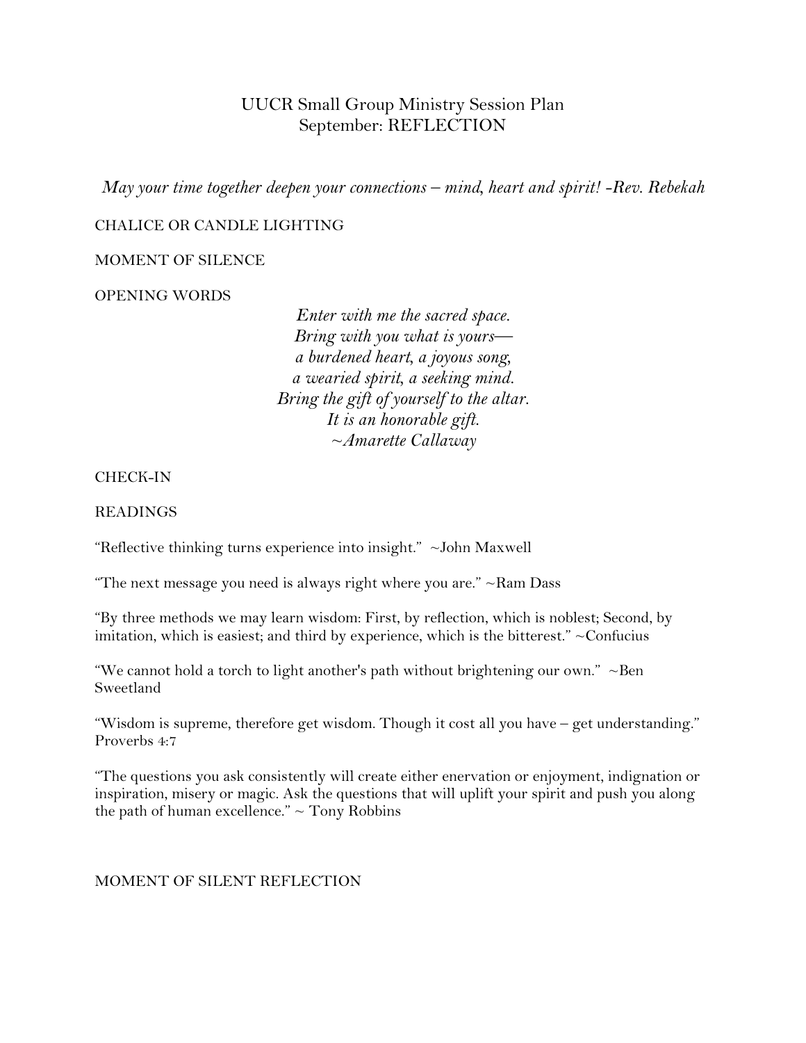# UUCR Small Group Ministry Session Plan
## September: REFLECTION

*May your time together deepen your connections – mind, heart and spirit! -Rev. Rebekah*

CHALICE OR CANDLE LIGHTING

MOMENT OF SILENCE

OPENING WORDS

*Enter with me the sacred space.*
*Bring with you what is yours—*
*a burdened heart, a joyous song,*
*a wearied spirit, a seeking mind.*
*Bring the gift of yourself to the altar.*
*It is an honorable gift.*
*~Amarette Callaway*

CHECK-IN

READINGS

"Reflective thinking turns experience into insight." ~John Maxwell

"The next message you need is always right where you are." ~Ram Dass

"By three methods we may learn wisdom: First, by reflection, which is noblest; Second, by imitation, which is easiest; and third by experience, which is the bitterest." ~Confucius

"We cannot hold a torch to light another's path without brightening our own." ~Ben Sweetland

"Wisdom is supreme, therefore get wisdom. Though it cost all you have – get understanding." Proverbs 4:7

"The questions you ask consistently will create either enervation or enjoyment, indignation or inspiration, misery or magic. Ask the questions that will uplift your spirit and push you along the path of human excellence." ~ Tony Robbins

MOMENT OF SILENT REFLECTION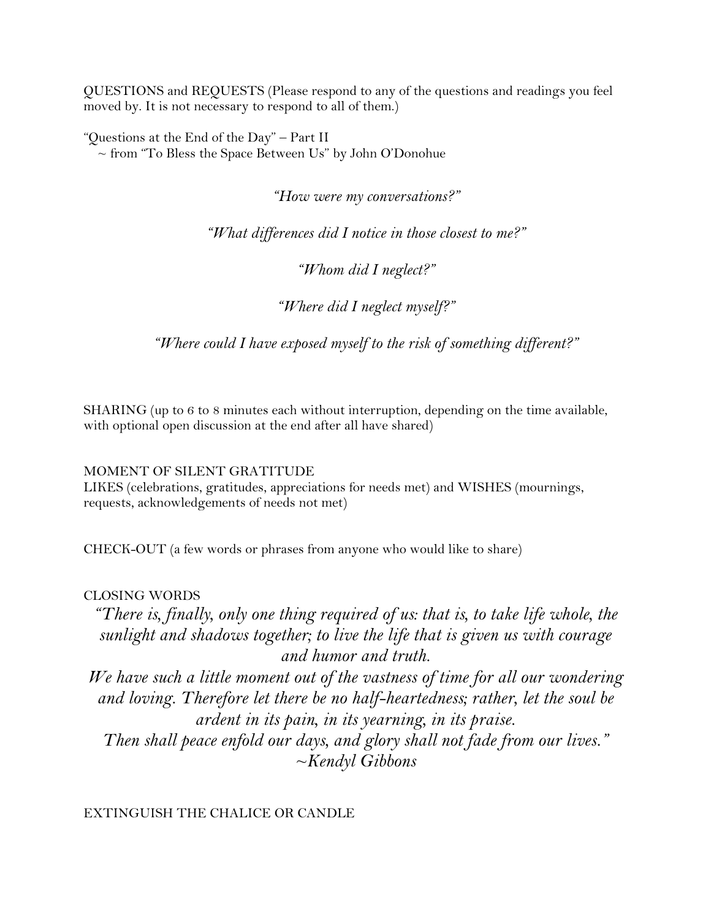QUESTIONS and REQUESTS (Please respond to any of the questions and readings you feel moved by. It is not necessary to respond to all of them.)

"Questions at the End of the Day" – Part II
~ from "To Bless the Space Between Us" by John O'Donohue

*"How were my conversations?"*

*"What differences did I notice in those closest to me?"*

*"Whom did I neglect?"*

*"Where did I neglect myself?"*

*"Where could I have exposed myself to the risk of something different?"*

SHARING (up to 6 to 8 minutes each without interruption, depending on the time available, with optional open discussion at the end after all have shared)

MOMENT OF SILENT GRATITUDE
LIKES (celebrations, gratitudes, appreciations for needs met) and WISHES (mournings, requests, acknowledgements of needs not met)

CHECK-OUT (a few words or phrases from anyone who would like to share)

CLOSING WORDS

*"There is, finally, only one thing required of us: that is, to take life whole, the sunlight and shadows together; to live the life that is given us with courage and humor and truth.*
*We have such a little moment out of the vastness of time for all our wondering and loving. Therefore let there be no half-heartedness; rather, let the soul be ardent in its pain, in its yearning, in its praise.*
*Then shall peace enfold our days, and glory shall not fade from our lives."*
*~Kendyl Gibbons*

EXTINGUISH THE CHALICE OR CANDLE